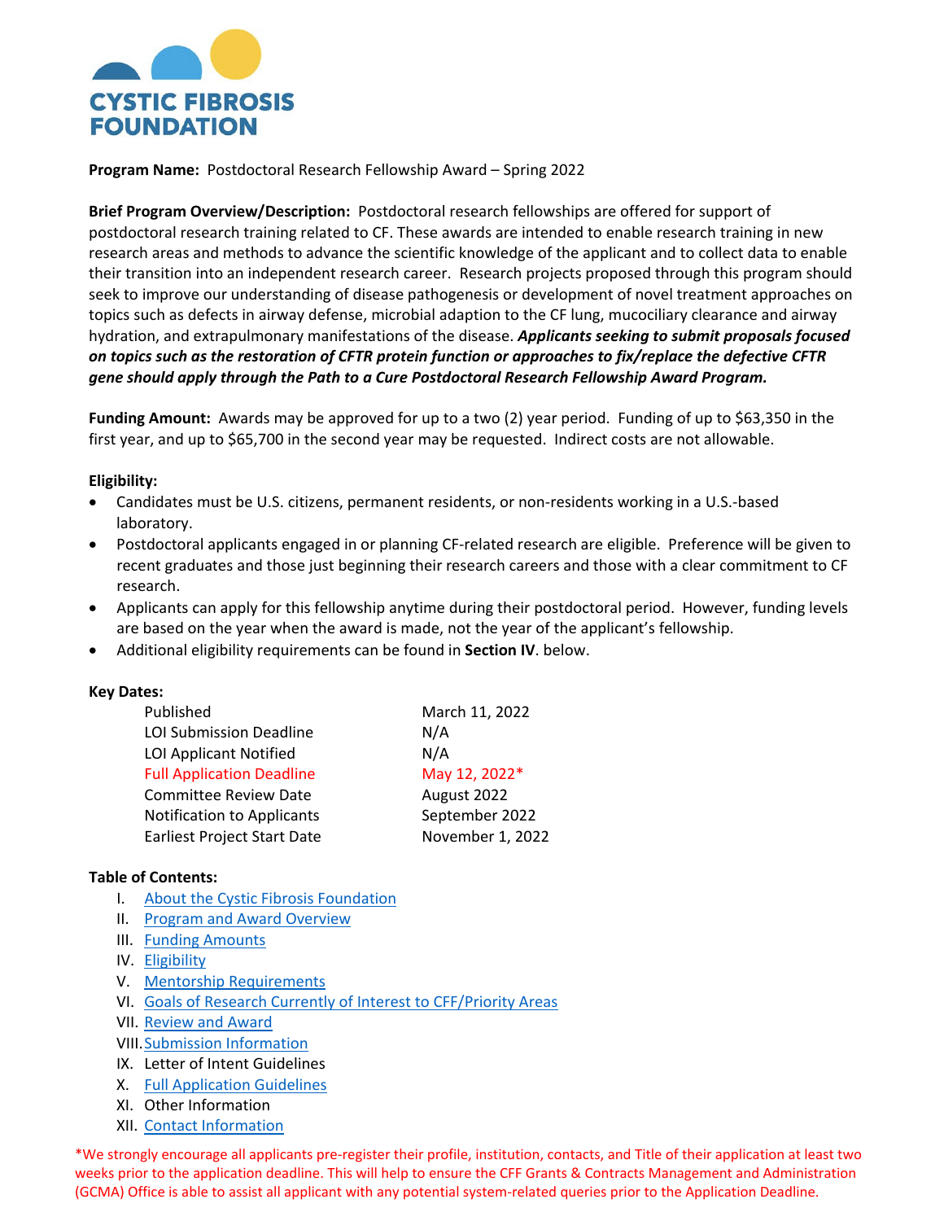**CYSTIC FIBROSIS FOUNDATION**

**Program Name:** Postdoctoral Research Fellowship Award – Spring 2022

**Brief Program Overview/Description:** Postdoctoral research fellowships are offered for support of postdoctoral research training related to CF. These awards are intended to enable research training in new research areas and methods to advance the scientific knowledge of the applicant and to collect data to enable their transition into an independent research career. Research projects proposed through this program should seek to improve our understanding of disease pathogenesis or development of novel treatment approaches on topics such as defects in airway defense, microbial adaption to the CF lung, mucociliary clearance and airway hydration, and extrapulmonary manifestations of the disease. ***Applicants seeking to submit proposals focused on topics such as the restoration of CFTR protein function or approaches to fix/replace the defective CFTR gene should apply through the Path to a Cure Postdoctoral Research Fellowship Award Program.***

**Funding Amount:** Awards may be approved for up to a two (2) year period. Funding of up to $63,350 in the first year, and up to $65,700 in the second year may be requested. Indirect costs are not allowable.

**Eligibility:**

- Candidates must be U.S. citizens, permanent residents, or non-residents working in a U.S.-based laboratory.
- Postdoctoral applicants engaged in or planning CF-related research are eligible. Preference will be given to recent graduates and those just beginning their research careers and those with a clear commitment to CF research.
- Applicants can apply for this fellowship anytime during their postdoctoral period. However, funding levels are based on the year when the award is made, not the year of the applicant's fellowship.
- Additional eligibility requirements can be found in **Section IV**. below.

**Key Dates:**

| | |
|---|---|
| Published | March 11, 2022 |
| LOI Submission Deadline | N/A |
| LOI Applicant Notified | N/A |
| Full Application Deadline | May 12, 2022* |
| Committee Review Date | August 2022 |
| Notification to Applicants | September 2022 |
| Earliest Project Start Date | November 1, 2022 |

**Table of Contents:**

I. About the Cystic Fibrosis Foundation
II. Program and Award Overview
III. Funding Amounts
IV. Eligibility
V. Mentorship Requirements
VI. Goals of Research Currently of Interest to CFF/Priority Areas
VII. Review and Award
VIII. Submission Information
IX. Letter of Intent Guidelines
X. Full Application Guidelines
XI. Other Information
XII. Contact Information

*We strongly encourage all applicants pre-register their profile, institution, contacts, and Title of their application at least two weeks prior to the application deadline. This will help to ensure the CFF Grants & Contracts Management and Administration (GCMA) Office is able to assist all applicant with any potential system-related queries prior to the Application Deadline.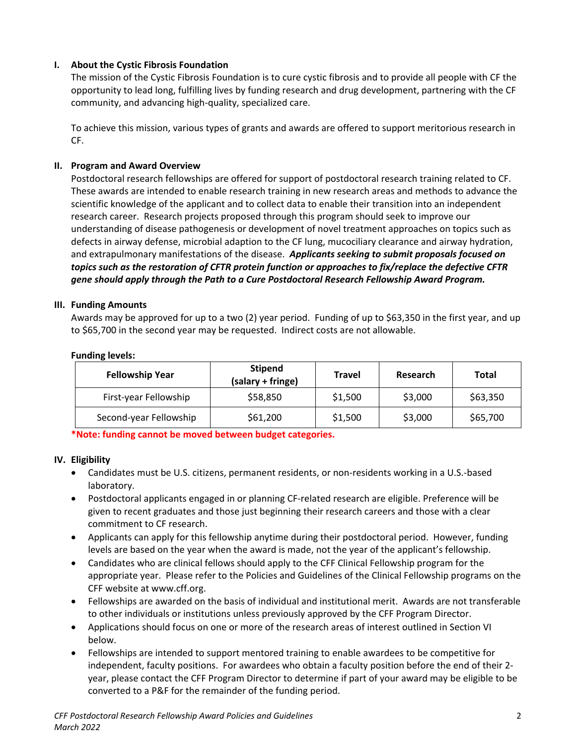## I. About the Cystic Fibrosis Foundation

The mission of the Cystic Fibrosis Foundation is to cure cystic fibrosis and to provide all people with CF the opportunity to lead long, fulfilling lives by funding research and drug development, partnering with the CF community, and advancing high-quality, specialized care.

To achieve this mission, various types of grants and awards are offered to support meritorious research in CF.

## II. Program and Award Overview

Postdoctoral research fellowships are offered for support of postdoctoral research training related to CF. These awards are intended to enable research training in new research areas and methods to advance the scientific knowledge of the applicant and to collect data to enable their transition into an independent research career. Research projects proposed through this program should seek to improve our understanding of disease pathogenesis or development of novel treatment approaches on topics such as defects in airway defense, microbial adaption to the CF lung, mucociliary clearance and airway hydration, and extrapulmonary manifestations of the disease. ***Applicants seeking to submit proposals focused on topics such as the restoration of CFTR protein function or approaches to fix/replace the defective CFTR gene should apply through the Path to a Cure Postdoctoral Research Fellowship Award Program.***

## III. Funding Amounts

Awards may be approved for up to a two (2) year period. Funding of up to $63,350 in the first year, and up to $65,700 in the second year may be requested. Indirect costs are not allowable.

**Funding levels:**

| Fellowship Year | Stipend (salary + fringe) | Travel | Research | Total |
|---|---|---|---|---|
| First-year Fellowship | $58,850 | $1,500 | $3,000 | $63,350 |
| Second-year Fellowship | $61,200 | $1,500 | $3,000 | $65,700 |

**\*Note: funding cannot be moved between budget categories.**

## IV. Eligibility

- Candidates must be U.S. citizens, permanent residents, or non-residents working in a U.S.-based laboratory.
- Postdoctoral applicants engaged in or planning CF-related research are eligible. Preference will be given to recent graduates and those just beginning their research careers and those with a clear commitment to CF research.
- Applicants can apply for this fellowship anytime during their postdoctoral period. However, funding levels are based on the year when the award is made, not the year of the applicant's fellowship.
- Candidates who are clinical fellows should apply to the CFF Clinical Fellowship program for the appropriate year. Please refer to the Policies and Guidelines of the Clinical Fellowship programs on the CFF website at www.cff.org.
- Fellowships are awarded on the basis of individual and institutional merit. Awards are not transferable to other individuals or institutions unless previously approved by the CFF Program Director.
- Applications should focus on one or more of the research areas of interest outlined in Section VI below.
- Fellowships are intended to support mentored training to enable awardees to be competitive for independent, faculty positions. For awardees who obtain a faculty position before the end of their 2-year, please contact the CFF Program Director to determine if part of your award may be eligible to be converted to a P&F for the remainder of the funding period.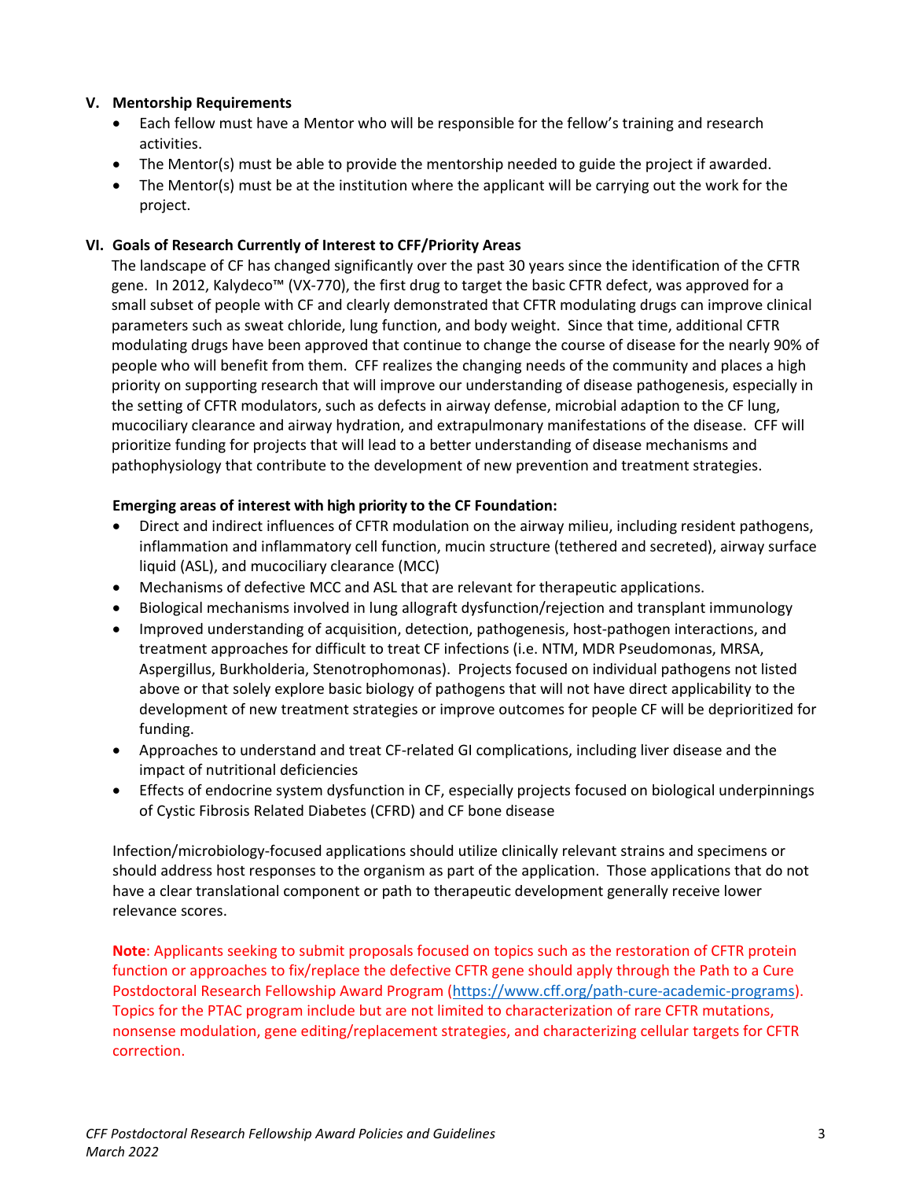## V. Mentorship Requirements

- Each fellow must have a Mentor who will be responsible for the fellow's training and research activities.
- The Mentor(s) must be able to provide the mentorship needed to guide the project if awarded.
- The Mentor(s) must be at the institution where the applicant will be carrying out the work for the project.

## VI. Goals of Research Currently of Interest to CFF/Priority Areas

The landscape of CF has changed significantly over the past 30 years since the identification of the CFTR gene. In 2012, Kalydeco™ (VX-770), the first drug to target the basic CFTR defect, was approved for a small subset of people with CF and clearly demonstrated that CFTR modulating drugs can improve clinical parameters such as sweat chloride, lung function, and body weight. Since that time, additional CFTR modulating drugs have been approved that continue to change the course of disease for the nearly 90% of people who will benefit from them. CFF realizes the changing needs of the community and places a high priority on supporting research that will improve our understanding of disease pathogenesis, especially in the setting of CFTR modulators, such as defects in airway defense, microbial adaption to the CF lung, mucociliary clearance and airway hydration, and extrapulmonary manifestations of the disease. CFF will prioritize funding for projects that will lead to a better understanding of disease mechanisms and pathophysiology that contribute to the development of new prevention and treatment strategies.

**Emerging areas of interest with high priority to the CF Foundation:**

- Direct and indirect influences of CFTR modulation on the airway milieu, including resident pathogens, inflammation and inflammatory cell function, mucin structure (tethered and secreted), airway surface liquid (ASL), and mucociliary clearance (MCC)
- Mechanisms of defective MCC and ASL that are relevant for therapeutic applications.
- Biological mechanisms involved in lung allograft dysfunction/rejection and transplant immunology
- Improved understanding of acquisition, detection, pathogenesis, host-pathogen interactions, and treatment approaches for difficult to treat CF infections (i.e. NTM, MDR Pseudomonas, MRSA, Aspergillus, Burkholderia, Stenotrophomonas). Projects focused on individual pathogens not listed above or that solely explore basic biology of pathogens that will not have direct applicability to the development of new treatment strategies or improve outcomes for people CF will be deprioritized for funding.
- Approaches to understand and treat CF-related GI complications, including liver disease and the impact of nutritional deficiencies
- Effects of endocrine system dysfunction in CF, especially projects focused on biological underpinnings of Cystic Fibrosis Related Diabetes (CFRD) and CF bone disease

Infection/microbiology-focused applications should utilize clinically relevant strains and specimens or should address host responses to the organism as part of the application. Those applications that do not have a clear translational component or path to therapeutic development generally receive lower relevance scores.

**Note**: Applicants seeking to submit proposals focused on topics such as the restoration of CFTR protein function or approaches to fix/replace the defective CFTR gene should apply through the Path to a Cure Postdoctoral Research Fellowship Award Program (https://www.cff.org/path-cure-academic-programs). Topics for the PTAC program include but are not limited to characterization of rare CFTR mutations, nonsense modulation, gene editing/replacement strategies, and characterizing cellular targets for CFTR correction.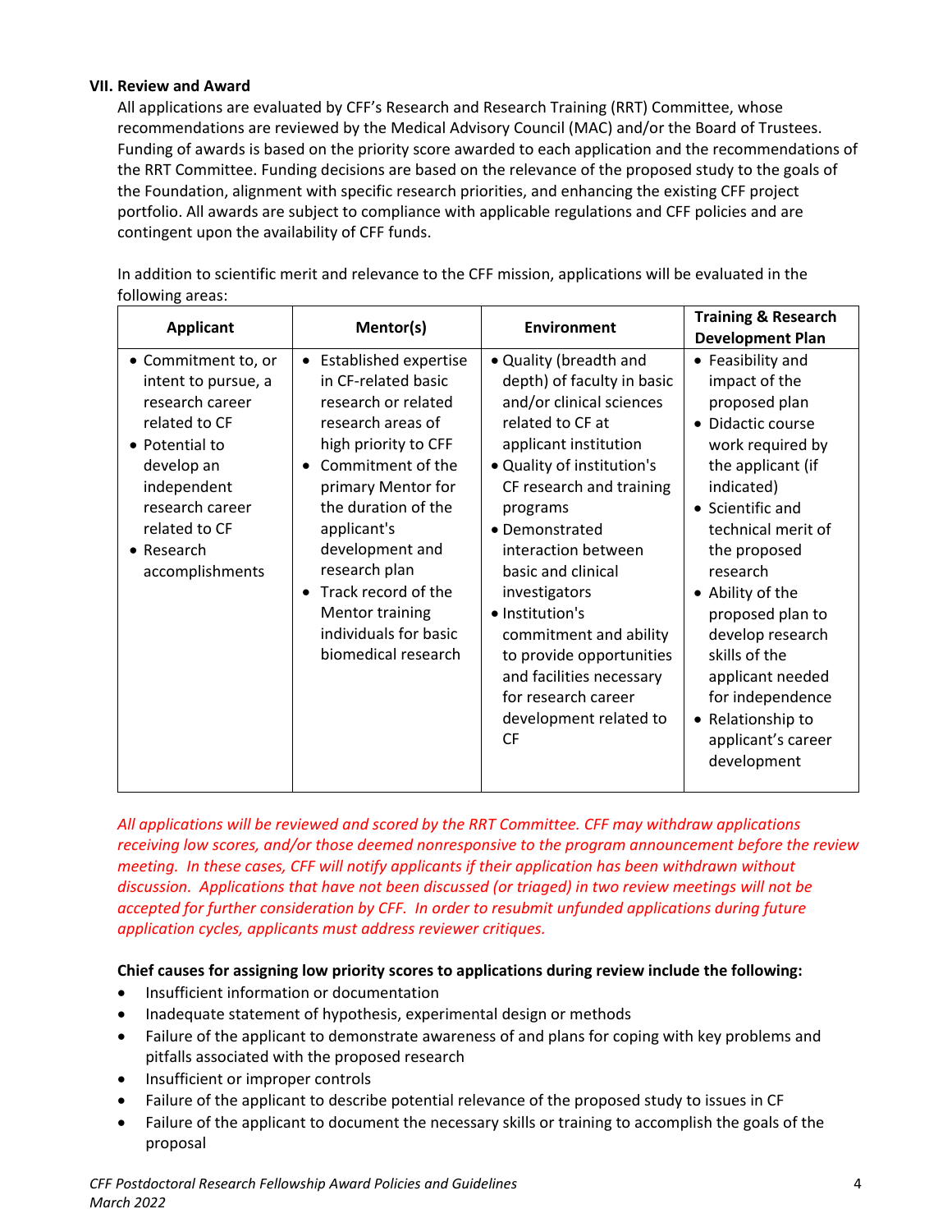### VII. Review and Award

All applications are evaluated by CFF's Research and Research Training (RRT) Committee, whose recommendations are reviewed by the Medical Advisory Council (MAC) and/or the Board of Trustees. Funding of awards is based on the priority score awarded to each application and the recommendations of the RRT Committee. Funding decisions are based on the relevance of the proposed study to the goals of the Foundation, alignment with specific research priorities, and enhancing the existing CFF project portfolio. All awards are subject to compliance with applicable regulations and CFF policies and are contingent upon the availability of CFF funds.

In addition to scientific merit and relevance to the CFF mission, applications will be evaluated in the following areas:

| Applicant | Mentor(s) | Environment | Training & Research Development Plan |
|---|---|---|---|
| • Commitment to, or intent to pursue, a research career related to CF<br>• Potential to develop an independent research career related to CF<br>• Research accomplishments | • Established expertise in CF-related basic research or related research areas of high priority to CFF<br>• Commitment of the primary Mentor for the duration of the applicant's development and research plan<br>• Track record of the Mentor training individuals for basic biomedical research | • Quality (breadth and depth) of faculty in basic and/or clinical sciences related to CF at applicant institution<br>• Quality of institution's CF research and training programs<br>• Demonstrated interaction between basic and clinical investigators<br>• Institution's commitment and ability to provide opportunities and facilities necessary for research career development related to CF | • Feasibility and impact of the proposed plan<br>• Didactic course work required by the applicant (if indicated)<br>• Scientific and technical merit of the proposed research<br>• Ability of the proposed plan to develop research skills of the applicant needed for independence<br>• Relationship to applicant's career development |

*All applications will be reviewed and scored by the RRT Committee. CFF may withdraw applications receiving low scores, and/or those deemed nonresponsive to the program announcement before the review meeting. In these cases, CFF will notify applicants if their application has been withdrawn without discussion. Applications that have not been discussed (or triaged) in two review meetings will not be accepted for further consideration by CFF. In order to resubmit unfunded applications during future application cycles, applicants must address reviewer critiques.*

**Chief causes for assigning low priority scores to applications during review include the following:**

- Insufficient information or documentation
- Inadequate statement of hypothesis, experimental design or methods
- Failure of the applicant to demonstrate awareness of and plans for coping with key problems and pitfalls associated with the proposed research
- Insufficient or improper controls
- Failure of the applicant to describe potential relevance of the proposed study to issues in CF
- Failure of the applicant to document the necessary skills or training to accomplish the goals of the proposal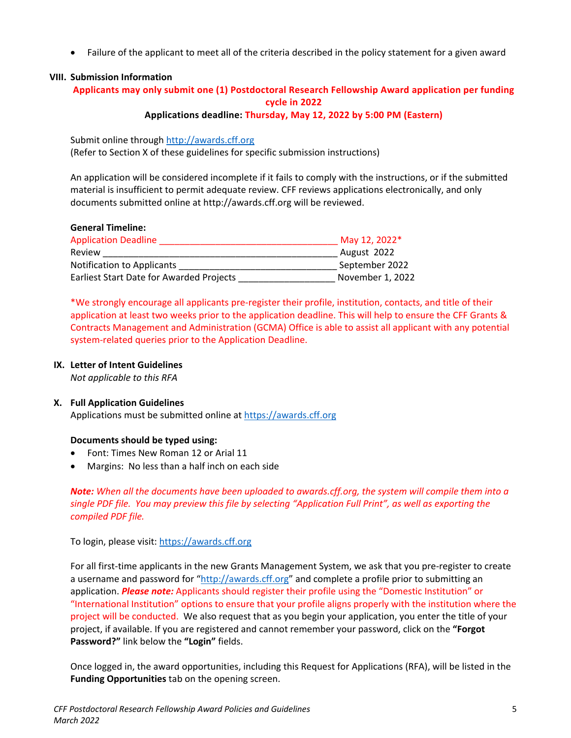- Failure of the applicant to meet all of the criteria described in the policy statement for a given award

## VIII. Submission Information

**Applicants may only submit one (1) Postdoctoral Research Fellowship Award application per funding cycle in 2022**

**Applications deadline: Thursday, May 12, 2022 by 5:00 PM (Eastern)**

Submit online through http://awards.cff.org
(Refer to Section X of these guidelines for specific submission instructions)

An application will be considered incomplete if it fails to comply with the instructions, or if the submitted material is insufficient to permit adequate review. CFF reviews applications electronically, and only documents submitted online at http://awards.cff.org will be reviewed.

**General Timeline:**

| | |
|---|---|
| Application Deadline | May 12, 2022* |
| Review | August 2022 |
| Notification to Applicants | September 2022 |
| Earliest Start Date for Awarded Projects | November 1, 2022 |

*We strongly encourage all applicants pre-register their profile, institution, contacts, and title of their application at least two weeks prior to the application deadline. This will help to ensure the CFF Grants & Contracts Management and Administration (GCMA) Office is able to assist all applicant with any potential system-related queries prior to the Application Deadline.

## IX. Letter of Intent Guidelines

*Not applicable to this RFA*

## X. Full Application Guidelines

Applications must be submitted online at https://awards.cff.org

**Documents should be typed using:**

- Font: Times New Roman 12 or Arial 11
- Margins: No less than a half inch on each side

***Note:*** *When all the documents have been uploaded to awards.cff.org, the system will compile them into a single PDF file. You may preview this file by selecting "Application Full Print", as well as exporting the compiled PDF file.*

To login, please visit: https://awards.cff.org

For all first-time applicants in the new Grants Management System, we ask that you pre-register to create a username and password for "http://awards.cff.org" and complete a profile prior to submitting an application. ***Please note:*** Applicants should register their profile using the "Domestic Institution" or "International Institution" options to ensure that your profile aligns properly with the institution where the project will be conducted. We also request that as you begin your application, you enter the title of your project, if available. If you are registered and cannot remember your password, click on the **"Forgot Password?"** link below the **"Login"** fields.

Once logged in, the award opportunities, including this Request for Applications (RFA), will be listed in the **Funding Opportunities** tab on the opening screen.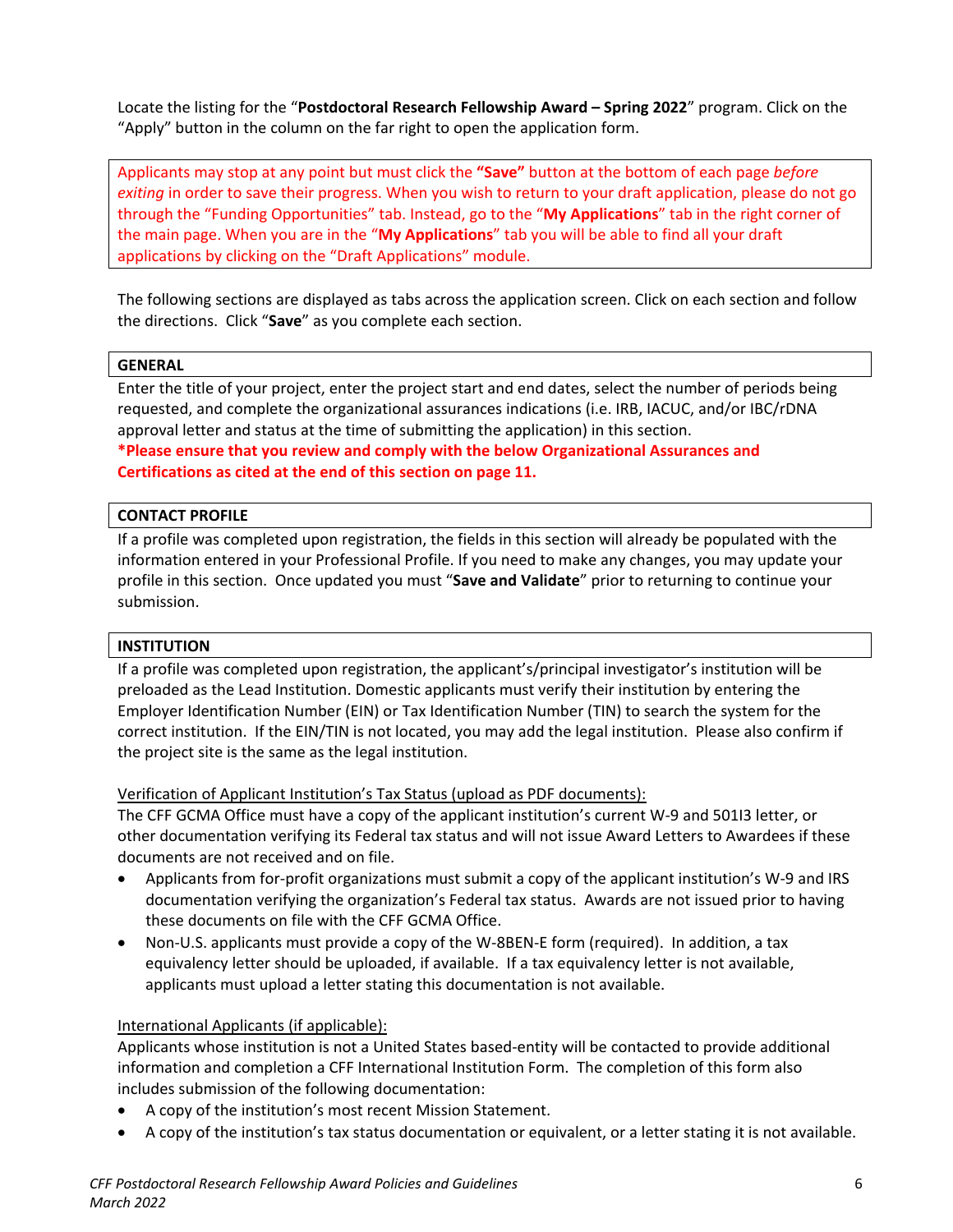Locate the listing for the "**Postdoctoral Research Fellowship Award – Spring 2022**" program. Click on the "Apply" button in the column on the far right to open the application form.

> Applicants may stop at any point but must click the **"Save"** button at the bottom of each page *before exiting* in order to save their progress. When you wish to return to your draft application, please do not go through the "Funding Opportunities" tab. Instead, go to the "**My Applications**" tab in the right corner of the main page. When you are in the "**My Applications**" tab you will be able to find all your draft applications by clicking on the "Draft Applications" module.

The following sections are displayed as tabs across the application screen. Click on each section and follow the directions. Click "**Save**" as you complete each section.

**GENERAL**

Enter the title of your project, enter the project start and end dates, select the number of periods being requested, and complete the organizational assurances indications (i.e. IRB, IACUC, and/or IBC/rDNA approval letter and status at the time of submitting the application) in this section.

**\*Please ensure that you review and comply with the below Organizational Assurances and Certifications as cited at the end of this section on page 11.**

**CONTACT PROFILE**

If a profile was completed upon registration, the fields in this section will already be populated with the information entered in your Professional Profile. If you need to make any changes, you may update your profile in this section. Once updated you must "**Save and Validate**" prior to returning to continue your submission.

**INSTITUTION**

If a profile was completed upon registration, the applicant's/principal investigator's institution will be preloaded as the Lead Institution. Domestic applicants must verify their institution by entering the Employer Identification Number (EIN) or Tax Identification Number (TIN) to search the system for the correct institution. If the EIN/TIN is not located, you may add the legal institution. Please also confirm if the project site is the same as the legal institution.

Verification of Applicant Institution's Tax Status (upload as PDF documents):

The CFF GCMA Office must have a copy of the applicant institution's current W-9 and 501I3 letter, or other documentation verifying its Federal tax status and will not issue Award Letters to Awardees if these documents are not received and on file.

- Applicants from for-profit organizations must submit a copy of the applicant institution's W-9 and IRS documentation verifying the organization's Federal tax status. Awards are not issued prior to having these documents on file with the CFF GCMA Office.
- Non-U.S. applicants must provide a copy of the W-8BEN-E form (required). In addition, a tax equivalency letter should be uploaded, if available. If a tax equivalency letter is not available, applicants must upload a letter stating this documentation is not available.

International Applicants (if applicable):

Applicants whose institution is not a United States based-entity will be contacted to provide additional information and completion a CFF International Institution Form. The completion of this form also includes submission of the following documentation:

- A copy of the institution's most recent Mission Statement.
- A copy of the institution's tax status documentation or equivalent, or a letter stating it is not available.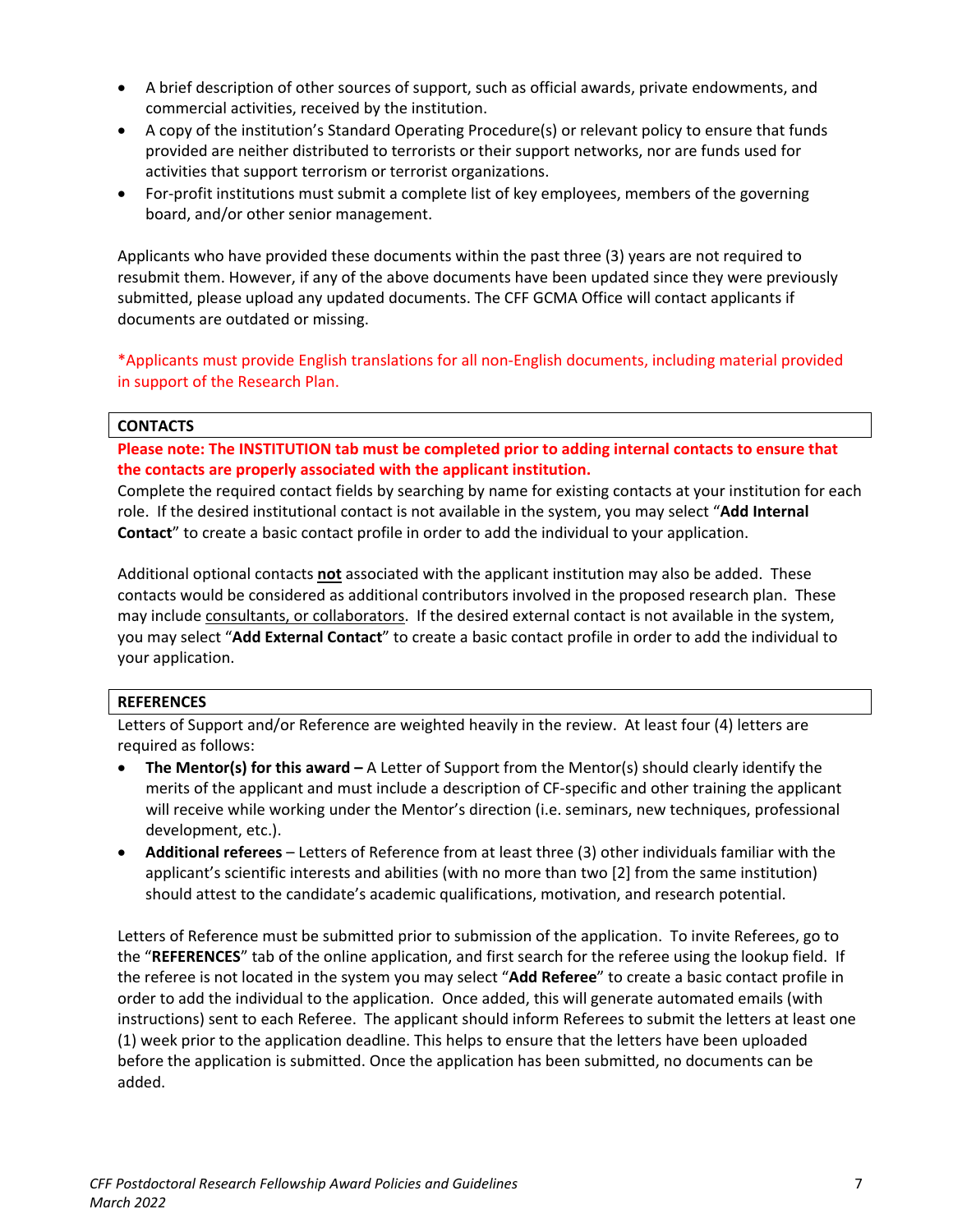- A brief description of other sources of support, such as official awards, private endowments, and commercial activities, received by the institution.
- A copy of the institution's Standard Operating Procedure(s) or relevant policy to ensure that funds provided are neither distributed to terrorists or their support networks, nor are funds used for activities that support terrorism or terrorist organizations.
- For-profit institutions must submit a complete list of key employees, members of the governing board, and/or other senior management.

Applicants who have provided these documents within the past three (3) years are not required to resubmit them. However, if any of the above documents have been updated since they were previously submitted, please upload any updated documents. The CFF GCMA Office will contact applicants if documents are outdated or missing.

*Applicants must provide English translations for all non-English documents, including material provided in support of the Research Plan.

## CONTACTS

**Please note: The INSTITUTION tab must be completed prior to adding internal contacts to ensure that the contacts are properly associated with the applicant institution.**

Complete the required contact fields by searching by name for existing contacts at your institution for each role. If the desired institutional contact is not available in the system, you may select "**Add Internal Contact**" to create a basic contact profile in order to add the individual to your application.

Additional optional contacts **not** associated with the applicant institution may also be added. These contacts would be considered as additional contributors involved in the proposed research plan. These may include consultants, or collaborators. If the desired external contact is not available in the system, you may select "**Add External Contact**" to create a basic contact profile in order to add the individual to your application.

## REFERENCES

Letters of Support and/or Reference are weighted heavily in the review. At least four (4) letters are required as follows:

- **The Mentor(s) for this award –** A Letter of Support from the Mentor(s) should clearly identify the merits of the applicant and must include a description of CF-specific and other training the applicant will receive while working under the Mentor's direction (i.e. seminars, new techniques, professional development, etc.).
- **Additional referees** – Letters of Reference from at least three (3) other individuals familiar with the applicant's scientific interests and abilities (with no more than two [2] from the same institution) should attest to the candidate's academic qualifications, motivation, and research potential.

Letters of Reference must be submitted prior to submission of the application. To invite Referees, go to the "**REFERENCES**" tab of the online application, and first search for the referee using the lookup field. If the referee is not located in the system you may select "**Add Referee**" to create a basic contact profile in order to add the individual to the application. Once added, this will generate automated emails (with instructions) sent to each Referee. The applicant should inform Referees to submit the letters at least one (1) week prior to the application deadline. This helps to ensure that the letters have been uploaded before the application is submitted. Once the application has been submitted, no documents can be added.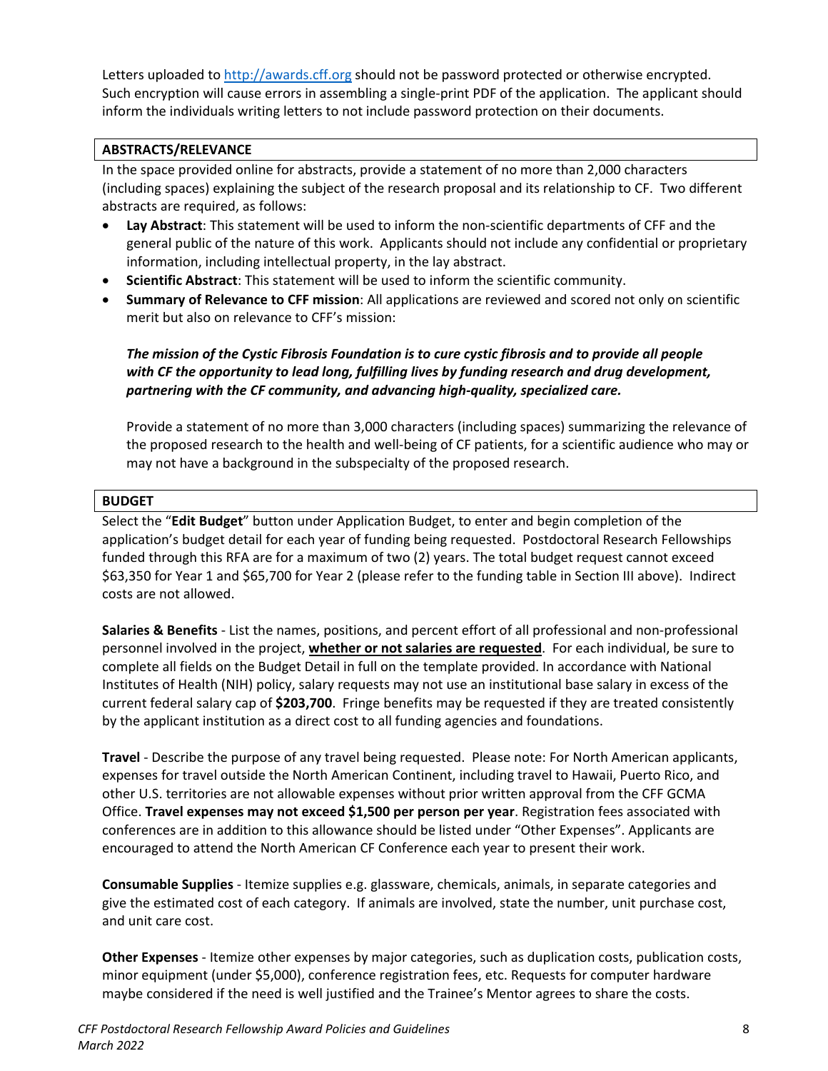Letters uploaded to http://awards.cff.org should not be password protected or otherwise encrypted. Such encryption will cause errors in assembling a single-print PDF of the application. The applicant should inform the individuals writing letters to not include password protection on their documents.

## ABSTRACTS/RELEVANCE

In the space provided online for abstracts, provide a statement of no more than 2,000 characters (including spaces) explaining the subject of the research proposal and its relationship to CF. Two different abstracts are required, as follows:

- **Lay Abstract**: This statement will be used to inform the non-scientific departments of CFF and the general public of the nature of this work. Applicants should not include any confidential or proprietary information, including intellectual property, in the lay abstract.
- **Scientific Abstract**: This statement will be used to inform the scientific community.
- **Summary of Relevance to CFF mission**: All applications are reviewed and scored not only on scientific merit but also on relevance to CFF's mission:

  ***The mission of the Cystic Fibrosis Foundation is to cure cystic fibrosis and to provide all people with CF the opportunity to lead long, fulfilling lives by funding research and drug development, partnering with the CF community, and advancing high-quality, specialized care.***

  Provide a statement of no more than 3,000 characters (including spaces) summarizing the relevance of the proposed research to the health and well-being of CF patients, for a scientific audience who may or may not have a background in the subspecialty of the proposed research.

## BUDGET

Select the "**Edit Budget**" button under Application Budget, to enter and begin completion of the application's budget detail for each year of funding being requested. Postdoctoral Research Fellowships funded through this RFA are for a maximum of two (2) years. The total budget request cannot exceed $63,350 for Year 1 and $65,700 for Year 2 (please refer to the funding table in Section III above). Indirect costs are not allowed.

**Salaries & Benefits** - List the names, positions, and percent effort of all professional and non-professional personnel involved in the project, **whether or not salaries are requested**. For each individual, be sure to complete all fields on the Budget Detail in full on the template provided. In accordance with National Institutes of Health (NIH) policy, salary requests may not use an institutional base salary in excess of the current federal salary cap of **$203,700**. Fringe benefits may be requested if they are treated consistently by the applicant institution as a direct cost to all funding agencies and foundations.

**Travel** - Describe the purpose of any travel being requested. Please note: For North American applicants, expenses for travel outside the North American Continent, including travel to Hawaii, Puerto Rico, and other U.S. territories are not allowable expenses without prior written approval from the CFF GCMA Office. **Travel expenses may not exceed $1,500 per person per year**. Registration fees associated with conferences are in addition to this allowance should be listed under "Other Expenses". Applicants are encouraged to attend the North American CF Conference each year to present their work.

**Consumable Supplies** - Itemize supplies e.g. glassware, chemicals, animals, in separate categories and give the estimated cost of each category. If animals are involved, state the number, unit purchase cost, and unit care cost.

**Other Expenses** - Itemize other expenses by major categories, such as duplication costs, publication costs, minor equipment (under $5,000), conference registration fees, etc. Requests for computer hardware maybe considered if the need is well justified and the Trainee's Mentor agrees to share the costs.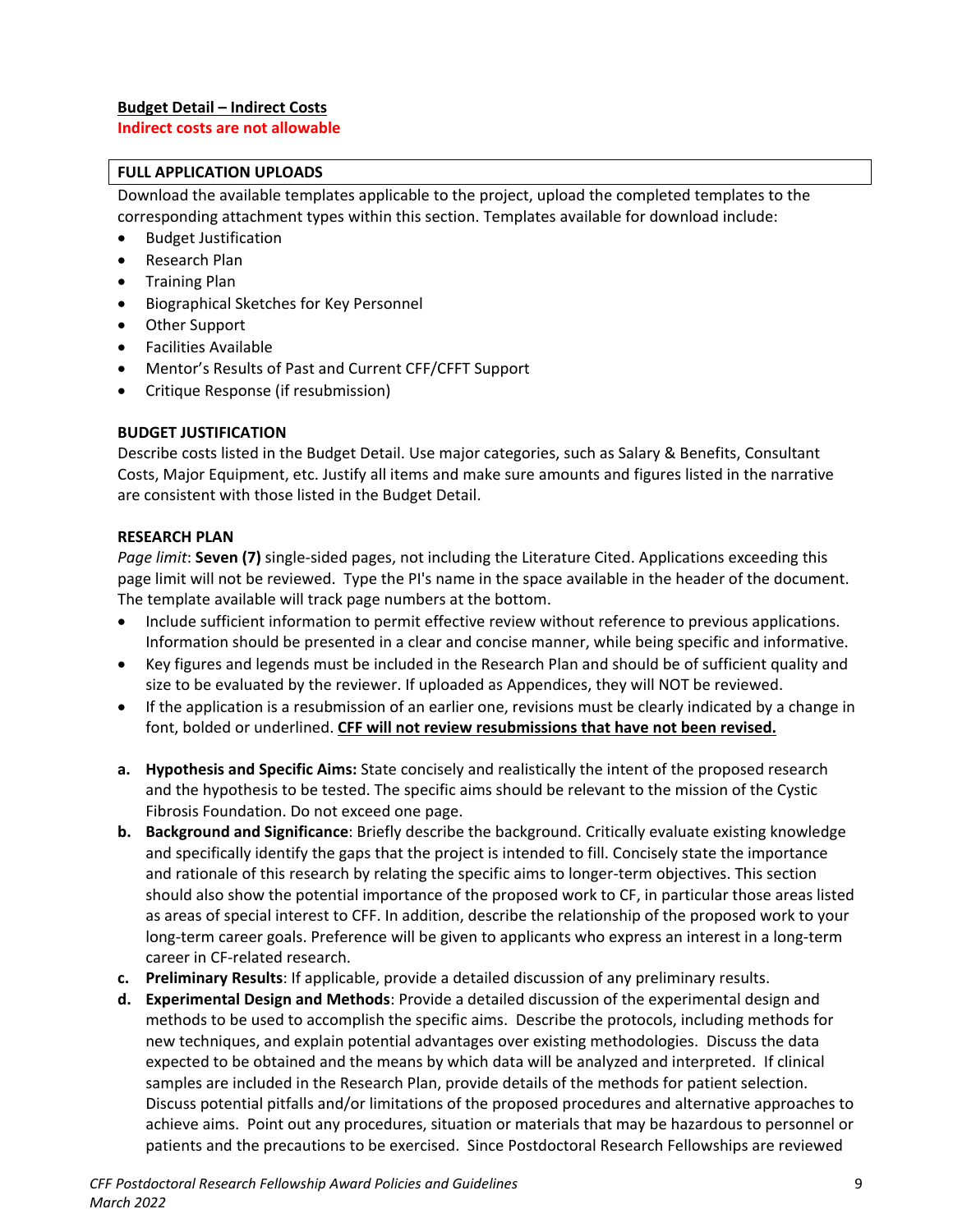**Budget Detail – Indirect Costs**

**Indirect costs are not allowable**

## FULL APPLICATION UPLOADS

Download the available templates applicable to the project, upload the completed templates to the corresponding attachment types within this section. Templates available for download include:

- Budget Justification
- Research Plan
- Training Plan
- Biographical Sketches for Key Personnel
- Other Support
- Facilities Available
- Mentor's Results of Past and Current CFF/CFFT Support
- Critique Response (if resubmission)

### BUDGET JUSTIFICATION

Describe costs listed in the Budget Detail. Use major categories, such as Salary & Benefits, Consultant Costs, Major Equipment, etc. Justify all items and make sure amounts and figures listed in the narrative are consistent with those listed in the Budget Detail.

### RESEARCH PLAN

*Page limit*: **Seven (7)** single-sided pages, not including the Literature Cited. Applications exceeding this page limit will not be reviewed. Type the PI's name in the space available in the header of the document. The template available will track page numbers at the bottom.

- Include sufficient information to permit effective review without reference to previous applications. Information should be presented in a clear and concise manner, while being specific and informative.
- Key figures and legends must be included in the Research Plan and should be of sufficient quality and size to be evaluated by the reviewer. If uploaded as Appendices, they will NOT be reviewed.
- If the application is a resubmission of an earlier one, revisions must be clearly indicated by a change in font, bolded or underlined. **<u>CFF will not review resubmissions that have not been revised.</u>**

**a. Hypothesis and Specific Aims:** State concisely and realistically the intent of the proposed research and the hypothesis to be tested. The specific aims should be relevant to the mission of the Cystic Fibrosis Foundation. Do not exceed one page.

**b. Background and Significance**: Briefly describe the background. Critically evaluate existing knowledge and specifically identify the gaps that the project is intended to fill. Concisely state the importance and rationale of this research by relating the specific aims to longer-term objectives. This section should also show the potential importance of the proposed work to CF, in particular those areas listed as areas of special interest to CFF. In addition, describe the relationship of the proposed work to your long-term career goals. Preference will be given to applicants who express an interest in a long-term career in CF-related research.

**c. Preliminary Results**: If applicable, provide a detailed discussion of any preliminary results.

**d. Experimental Design and Methods**: Provide a detailed discussion of the experimental design and methods to be used to accomplish the specific aims. Describe the protocols, including methods for new techniques, and explain potential advantages over existing methodologies. Discuss the data expected to be obtained and the means by which data will be analyzed and interpreted. If clinical samples are included in the Research Plan, provide details of the methods for patient selection. Discuss potential pitfalls and/or limitations of the proposed procedures and alternative approaches to achieve aims. Point out any procedures, situation or materials that may be hazardous to personnel or patients and the precautions to be exercised. Since Postdoctoral Research Fellowships are reviewed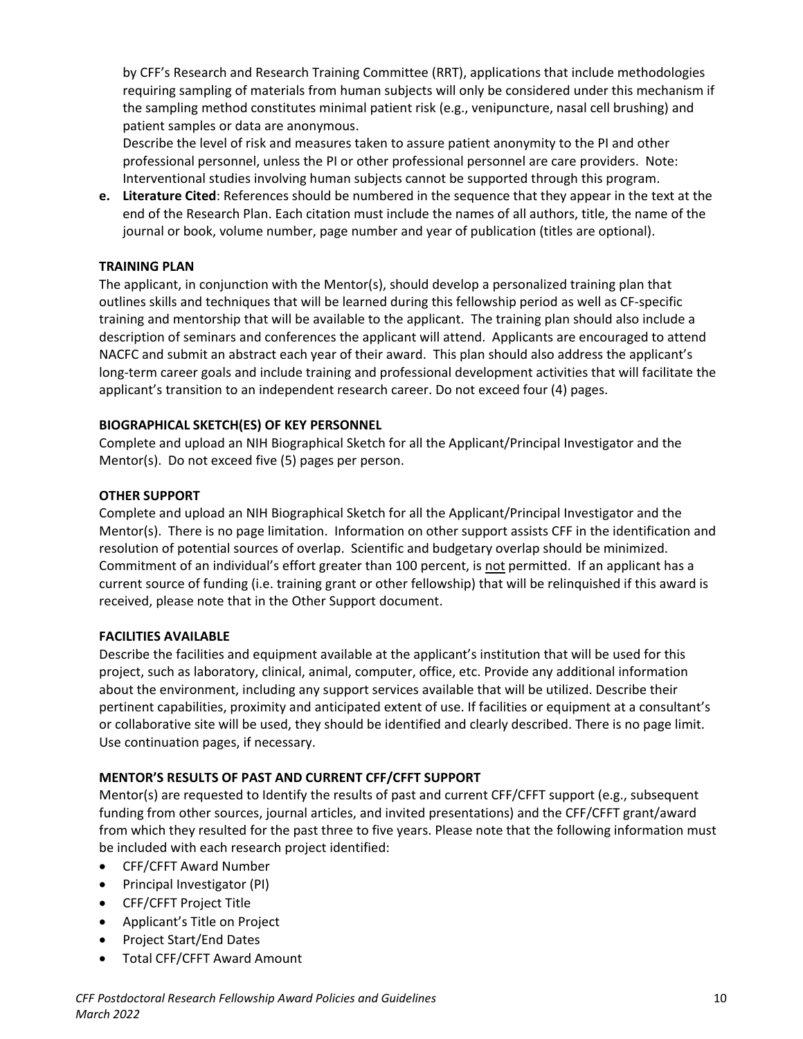by CFF's Research and Research Training Committee (RRT), applications that include methodologies requiring sampling of materials from human subjects will only be considered under this mechanism if the sampling method constitutes minimal patient risk (e.g., venipuncture, nasal cell brushing) and patient samples or data are anonymous.

Describe the level of risk and measures taken to assure patient anonymity to the PI and other professional personnel, unless the PI or other professional personnel are care providers. Note: Interventional studies involving human subjects cannot be supported through this program.

**e. Literature Cited**: References should be numbered in the sequence that they appear in the text at the end of the Research Plan. Each citation must include the names of all authors, title, the name of the journal or book, volume number, page number and year of publication (titles are optional).

**TRAINING PLAN**

The applicant, in conjunction with the Mentor(s), should develop a personalized training plan that outlines skills and techniques that will be learned during this fellowship period as well as CF-specific training and mentorship that will be available to the applicant. The training plan should also include a description of seminars and conferences the applicant will attend. Applicants are encouraged to attend NACFC and submit an abstract each year of their award. This plan should also address the applicant's long-term career goals and include training and professional development activities that will facilitate the applicant's transition to an independent research career. Do not exceed four (4) pages.

**BIOGRAPHICAL SKETCH(ES) OF KEY PERSONNEL**

Complete and upload an NIH Biographical Sketch for all the Applicant/Principal Investigator and the Mentor(s). Do not exceed five (5) pages per person.

**OTHER SUPPORT**

Complete and upload an NIH Biographical Sketch for all the Applicant/Principal Investigator and the Mentor(s). There is no page limitation. Information on other support assists CFF in the identification and resolution of potential sources of overlap. Scientific and budgetary overlap should be minimized. Commitment of an individual's effort greater than 100 percent, is not permitted. If an applicant has a current source of funding (i.e. training grant or other fellowship) that will be relinquished if this award is received, please note that in the Other Support document.

**FACILITIES AVAILABLE**

Describe the facilities and equipment available at the applicant's institution that will be used for this project, such as laboratory, clinical, animal, computer, office, etc. Provide any additional information about the environment, including any support services available that will be utilized. Describe their pertinent capabilities, proximity and anticipated extent of use. If facilities or equipment at a consultant's or collaborative site will be used, they should be identified and clearly described. There is no page limit. Use continuation pages, if necessary.

**MENTOR'S RESULTS OF PAST AND CURRENT CFF/CFFT SUPPORT**

Mentor(s) are requested to Identify the results of past and current CFF/CFFT support (e.g., subsequent funding from other sources, journal articles, and invited presentations) and the CFF/CFFT grant/award from which they resulted for the past three to five years. Please note that the following information must be included with each research project identified:

- CFF/CFFT Award Number
- Principal Investigator (PI)
- CFF/CFFT Project Title
- Applicant's Title on Project
- Project Start/End Dates
- Total CFF/CFFT Award Amount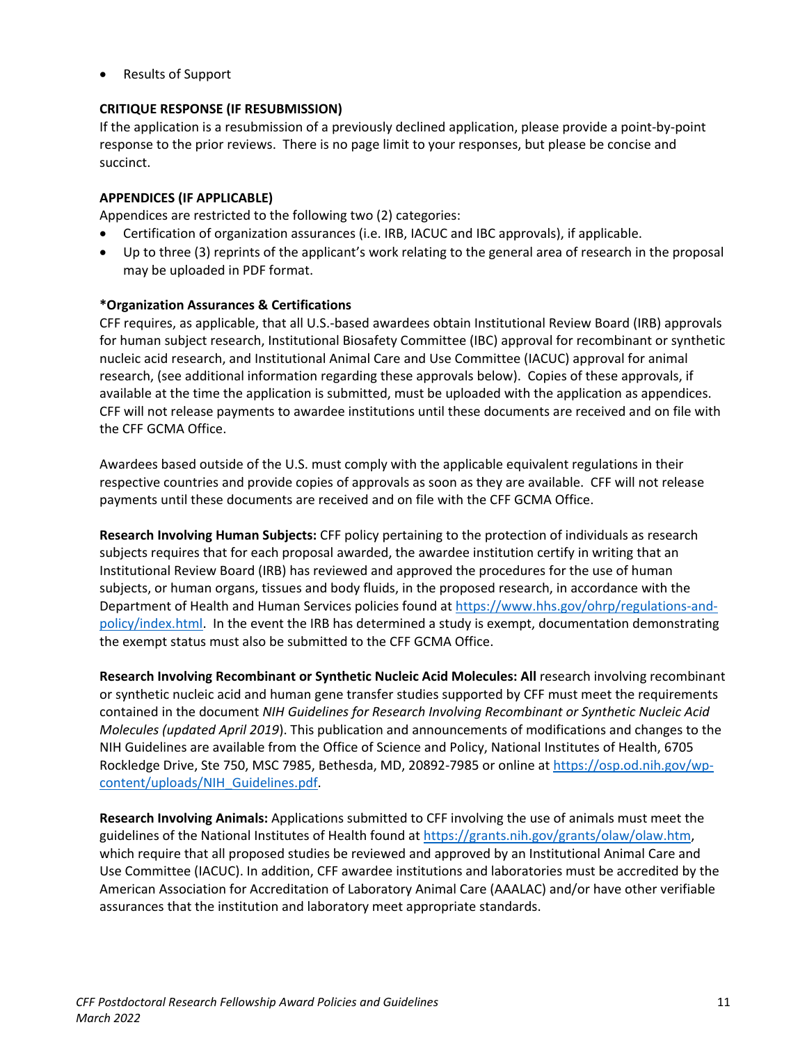- Results of Support

**CRITIQUE RESPONSE (IF RESUBMISSION)**

If the application is a resubmission of a previously declined application, please provide a point-by-point response to the prior reviews. There is no page limit to your responses, but please be concise and succinct.

**APPENDICES (IF APPLICABLE)**

Appendices are restricted to the following two (2) categories:

- Certification of organization assurances (i.e. IRB, IACUC and IBC approvals), if applicable.
- Up to three (3) reprints of the applicant's work relating to the general area of research in the proposal may be uploaded in PDF format.

**\*Organization Assurances & Certifications**

CFF requires, as applicable, that all U.S.-based awardees obtain Institutional Review Board (IRB) approvals for human subject research, Institutional Biosafety Committee (IBC) approval for recombinant or synthetic nucleic acid research, and Institutional Animal Care and Use Committee (IACUC) approval for animal research, (see additional information regarding these approvals below). Copies of these approvals, if available at the time the application is submitted, must be uploaded with the application as appendices. CFF will not release payments to awardee institutions until these documents are received and on file with the CFF GCMA Office.

Awardees based outside of the U.S. must comply with the applicable equivalent regulations in their respective countries and provide copies of approvals as soon as they are available. CFF will not release payments until these documents are received and on file with the CFF GCMA Office.

**Research Involving Human Subjects:** CFF policy pertaining to the protection of individuals as research subjects requires that for each proposal awarded, the awardee institution certify in writing that an Institutional Review Board (IRB) has reviewed and approved the procedures for the use of human subjects, or human organs, tissues and body fluids, in the proposed research, in accordance with the Department of Health and Human Services policies found at https://www.hhs.gov/ohrp/regulations-and-policy/index.html. In the event the IRB has determined a study is exempt, documentation demonstrating the exempt status must also be submitted to the CFF GCMA Office.

**Research Involving Recombinant or Synthetic Nucleic Acid Molecules: All** research involving recombinant or synthetic nucleic acid and human gene transfer studies supported by CFF must meet the requirements contained in the document *NIH Guidelines for Research Involving Recombinant or Synthetic Nucleic Acid Molecules (updated April 2019*). This publication and announcements of modifications and changes to the NIH Guidelines are available from the Office of Science and Policy, National Institutes of Health, 6705 Rockledge Drive, Ste 750, MSC 7985, Bethesda, MD, 20892-7985 or online at https://osp.od.nih.gov/wp-content/uploads/NIH_Guidelines.pdf.

**Research Involving Animals:** Applications submitted to CFF involving the use of animals must meet the guidelines of the National Institutes of Health found at https://grants.nih.gov/grants/olaw/olaw.htm, which require that all proposed studies be reviewed and approved by an Institutional Animal Care and Use Committee (IACUC). In addition, CFF awardee institutions and laboratories must be accredited by the American Association for Accreditation of Laboratory Animal Care (AAALAC) and/or have other verifiable assurances that the institution and laboratory meet appropriate standards.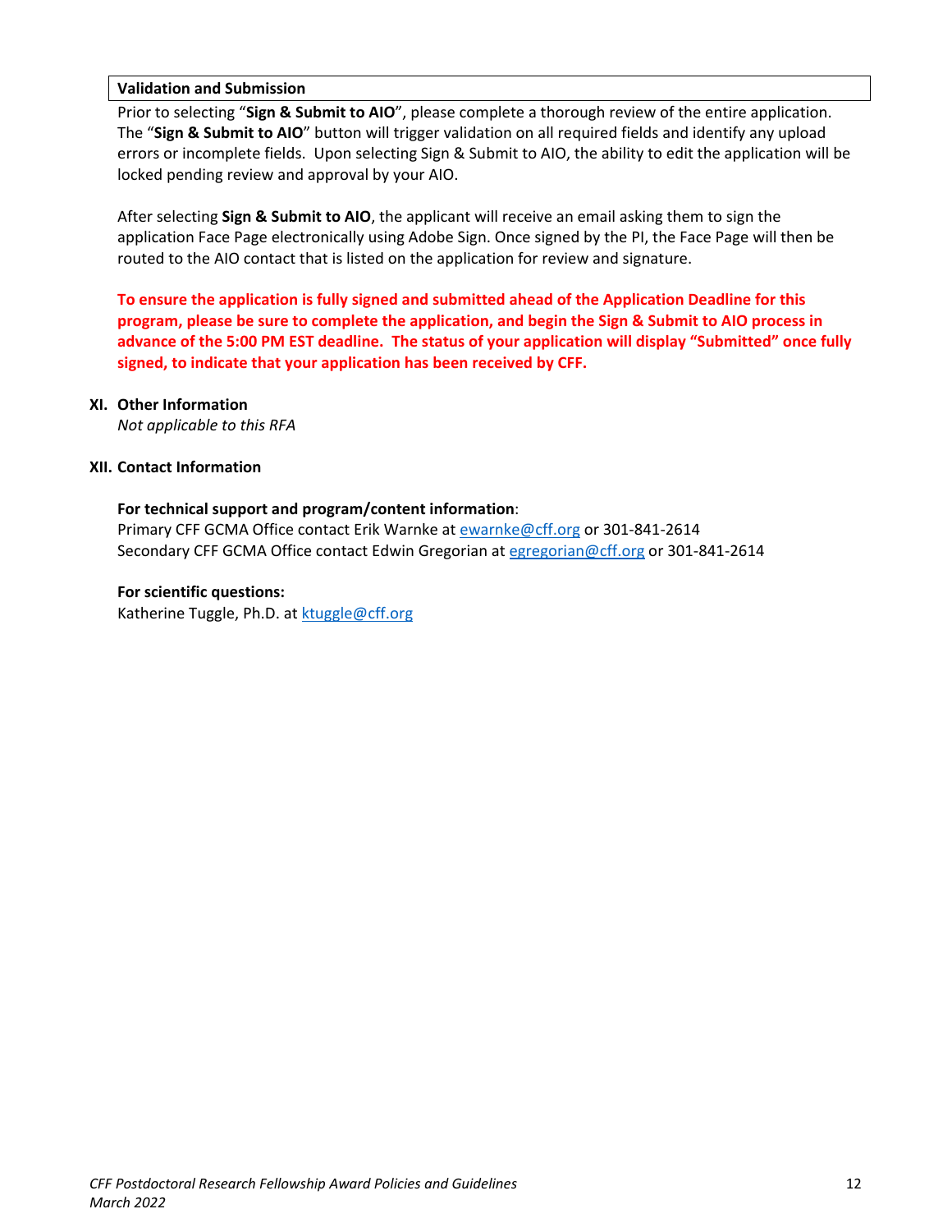**Validation and Submission**

Prior to selecting "**Sign & Submit to AIO**", please complete a thorough review of the entire application. The "**Sign & Submit to AIO**" button will trigger validation on all required fields and identify any upload errors or incomplete fields. Upon selecting Sign & Submit to AIO, the ability to edit the application will be locked pending review and approval by your AIO.

After selecting **Sign & Submit to AIO**, the applicant will receive an email asking them to sign the application Face Page electronically using Adobe Sign. Once signed by the PI, the Face Page will then be routed to the AIO contact that is listed on the application for review and signature.

**To ensure the application is fully signed and submitted ahead of the Application Deadline for this program, please be sure to complete the application, and begin the Sign & Submit to AIO process in advance of the 5:00 PM EST deadline. The status of your application will display "Submitted" once fully signed, to indicate that your application has been received by CFF.**

## XI. Other Information

*Not applicable to this RFA*

## XII. Contact Information

**For technical support and program/content information**:
Primary CFF GCMA Office contact Erik Warnke at ewarnke@cff.org or 301-841-2614
Secondary CFF GCMA Office contact Edwin Gregorian at egregorian@cff.org or 301-841-2614

**For scientific questions:**
Katherine Tuggle, Ph.D. at ktuggle@cff.org